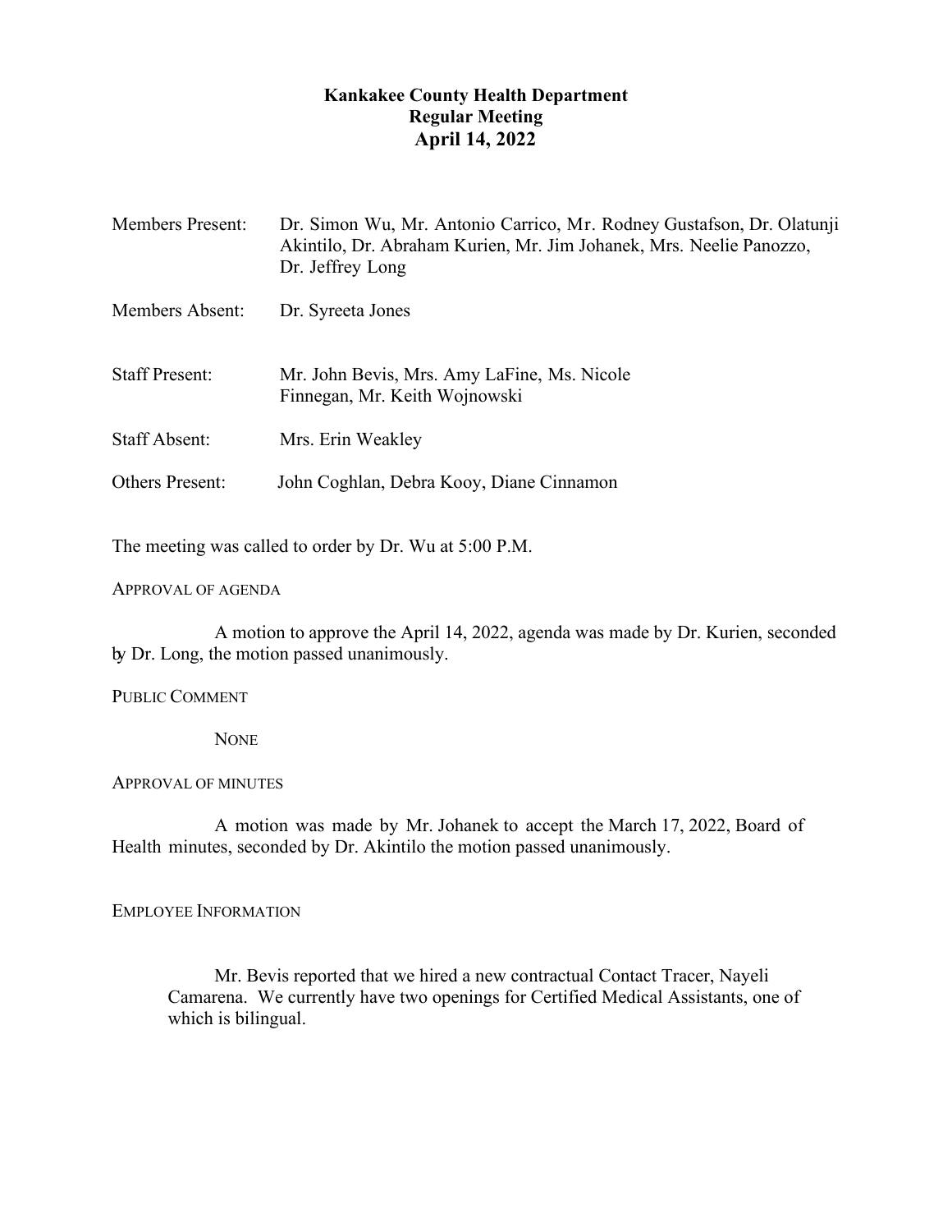# Kankakee County Health Department
## Regular Meeting
## April 14, 2022

| | |
|---|---|
| Members Present: | Dr. Simon Wu, Mr. Antonio Carrico, Mr. Rodney Gustafson, Dr. Olatunji Akintilo, Dr. Abraham Kurien, Mr. Jim Johanek, Mrs. Neelie Panozzo, Dr. Jeffrey Long |
| Members Absent: | Dr. Syreeta Jones |
| Staff Present: | Mr. John Bevis, Mrs. Amy LaFine, Ms. Nicole Finnegan, Mr. Keith Wojnowski |
| Staff Absent: | Mrs. Erin Weakley |
| Others Present: | John Coghlan, Debra Kooy, Diane Cinnamon |

The meeting was called to order by Dr. Wu at 5:00 P.M.

APPROVAL OF AGENDA

A motion to approve the April 14, 2022, agenda was made by Dr. Kurien, seconded by Dr. Long, the motion passed unanimously.

PUBLIC COMMENT

NONE

APPROVAL OF MINUTES

A motion was made by Mr. Johanek to accept the March 17, 2022, Board of Health minutes, seconded by Dr. Akintilo the motion passed unanimously.

EMPLOYEE INFORMATION

Mr. Bevis reported that we hired a new contractual Contact Tracer, Nayeli Camarena. We currently have two openings for Certified Medical Assistants, one of which is bilingual.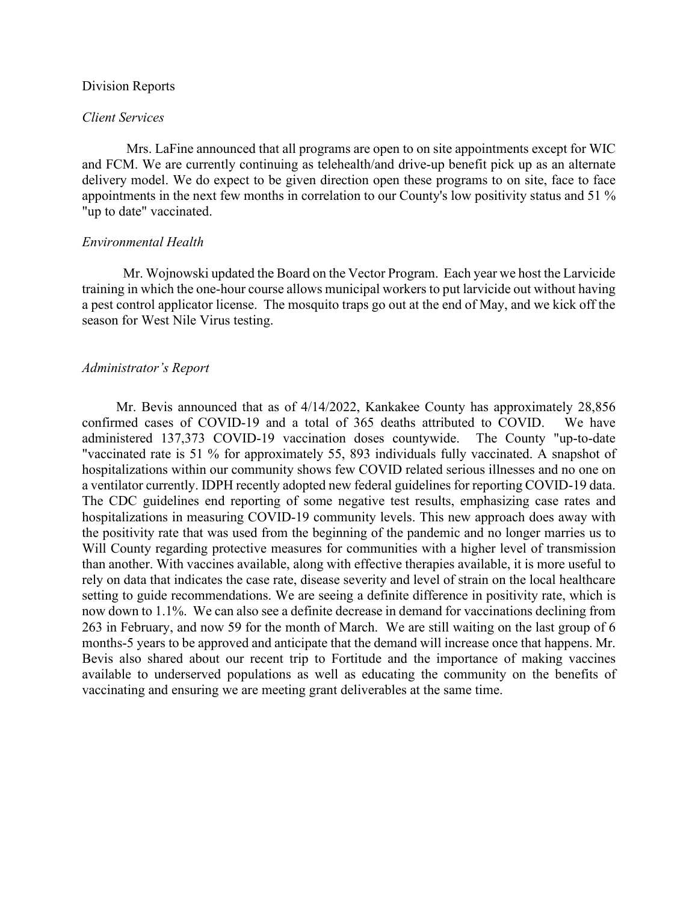Division Reports

*Client Services*

Mrs. LaFine announced that all programs are open to on site appointments except for WIC and FCM. We are currently continuing as telehealth/and drive-up benefit pick up as an alternate delivery model. We do expect to be given direction open these programs to on site, face to face appointments in the next few months in correlation to our County's low positivity status and 51 % "up to date" vaccinated.

*Environmental Health*

Mr. Wojnowski updated the Board on the Vector Program. Each year we host the Larvicide training in which the one-hour course allows municipal workers to put larvicide out without having a pest control applicator license. The mosquito traps go out at the end of May, and we kick off the season for West Nile Virus testing.

*Administrator's Report*

Mr. Bevis announced that as of 4/14/2022, Kankakee County has approximately 28,856 confirmed cases of COVID-19 and a total of 365 deaths attributed to COVID. We have administered 137,373 COVID-19 vaccination doses countywide. The County "up-to-date "vaccinated rate is 51 % for approximately 55, 893 individuals fully vaccinated. A snapshot of hospitalizations within our community shows few COVID related serious illnesses and no one on a ventilator currently. IDPH recently adopted new federal guidelines for reporting COVID-19 data. The CDC guidelines end reporting of some negative test results, emphasizing case rates and hospitalizations in measuring COVID-19 community levels. This new approach does away with the positivity rate that was used from the beginning of the pandemic and no longer marries us to Will County regarding protective measures for communities with a higher level of transmission than another. With vaccines available, along with effective therapies available, it is more useful to rely on data that indicates the case rate, disease severity and level of strain on the local healthcare setting to guide recommendations. We are seeing a definite difference in positivity rate, which is now down to 1.1%. We can also see a definite decrease in demand for vaccinations declining from 263 in February, and now 59 for the month of March. We are still waiting on the last group of 6 months-5 years to be approved and anticipate that the demand will increase once that happens. Mr. Bevis also shared about our recent trip to Fortitude and the importance of making vaccines available to underserved populations as well as educating the community on the benefits of vaccinating and ensuring we are meeting grant deliverables at the same time.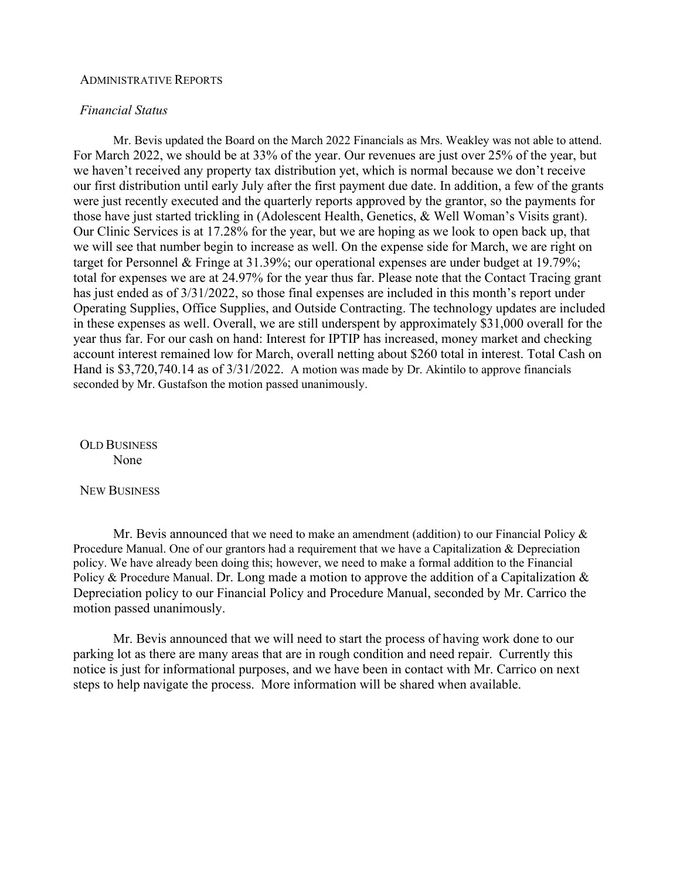## ADMINISTRATIVE REPORTS

### *Financial Status*

Mr. Bevis updated the Board on the March 2022 Financials as Mrs. Weakley was not able to attend. For March 2022, we should be at 33% of the year. Our revenues are just over 25% of the year, but we haven't received any property tax distribution yet, which is normal because we don't receive our first distribution until early July after the first payment due date. In addition, a few of the grants were just recently executed and the quarterly reports approved by the grantor, so the payments for those have just started trickling in (Adolescent Health, Genetics, & Well Woman's Visits grant). Our Clinic Services is at 17.28% for the year, but we are hoping as we look to open back up, that we will see that number begin to increase as well. On the expense side for March, we are right on target for Personnel & Fringe at 31.39%; our operational expenses are under budget at 19.79%; total for expenses we are at 24.97% for the year thus far. Please note that the Contact Tracing grant has just ended as of 3/31/2022, so those final expenses are included in this month's report under Operating Supplies, Office Supplies, and Outside Contracting. The technology updates are included in these expenses as well. Overall, we are still underspent by approximately $31,000 overall for the year thus far. For our cash on hand: Interest for IPTIP has increased, money market and checking account interest remained low for March, overall netting about $260 total in interest. Total Cash on Hand is $3,720,740.14 as of 3/31/2022. A motion was made by Dr. Akintilo to approve financials seconded by Mr. Gustafson the motion passed unanimously.

## OLD BUSINESS

None

## NEW BUSINESS

Mr. Bevis announced that we need to make an amendment (addition) to our Financial Policy & Procedure Manual. One of our grantors had a requirement that we have a Capitalization & Depreciation policy. We have already been doing this; however, we need to make a formal addition to the Financial Policy & Procedure Manual. Dr. Long made a motion to approve the addition of a Capitalization & Depreciation policy to our Financial Policy and Procedure Manual, seconded by Mr. Carrico the motion passed unanimously.

Mr. Bevis announced that we will need to start the process of having work done to our parking lot as there are many areas that are in rough condition and need repair. Currently this notice is just for informational purposes, and we have been in contact with Mr. Carrico on next steps to help navigate the process. More information will be shared when available.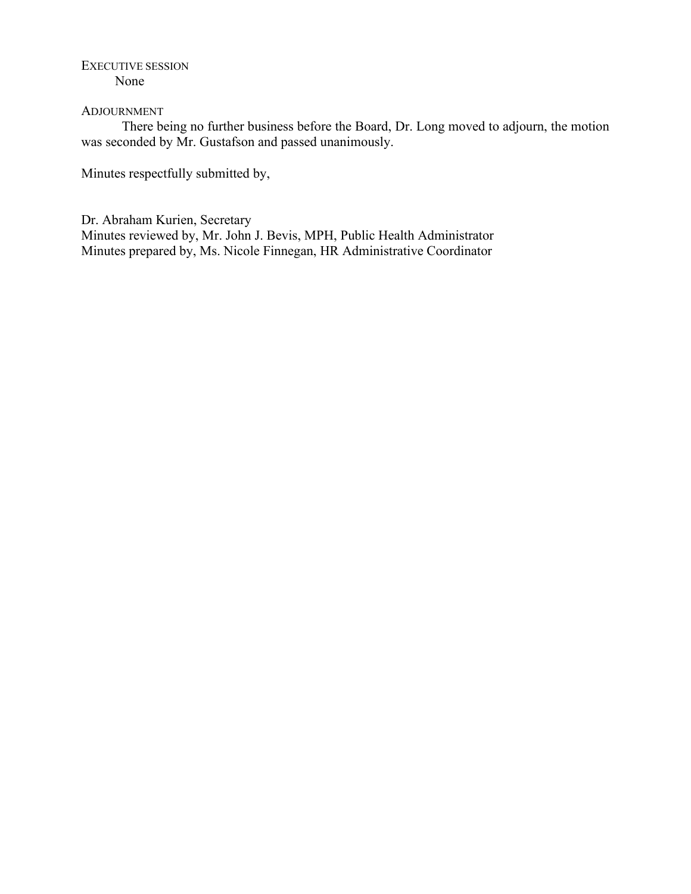## EXECUTIVE SESSION

None

## ADJOURNMENT

There being no further business before the Board, Dr. Long moved to adjourn, the motion was seconded by Mr. Gustafson and passed unanimously.

Minutes respectfully submitted by,

Dr. Abraham Kurien, Secretary
Minutes reviewed by, Mr. John J. Bevis, MPH, Public Health Administrator
Minutes prepared by, Ms. Nicole Finnegan, HR Administrative Coordinator